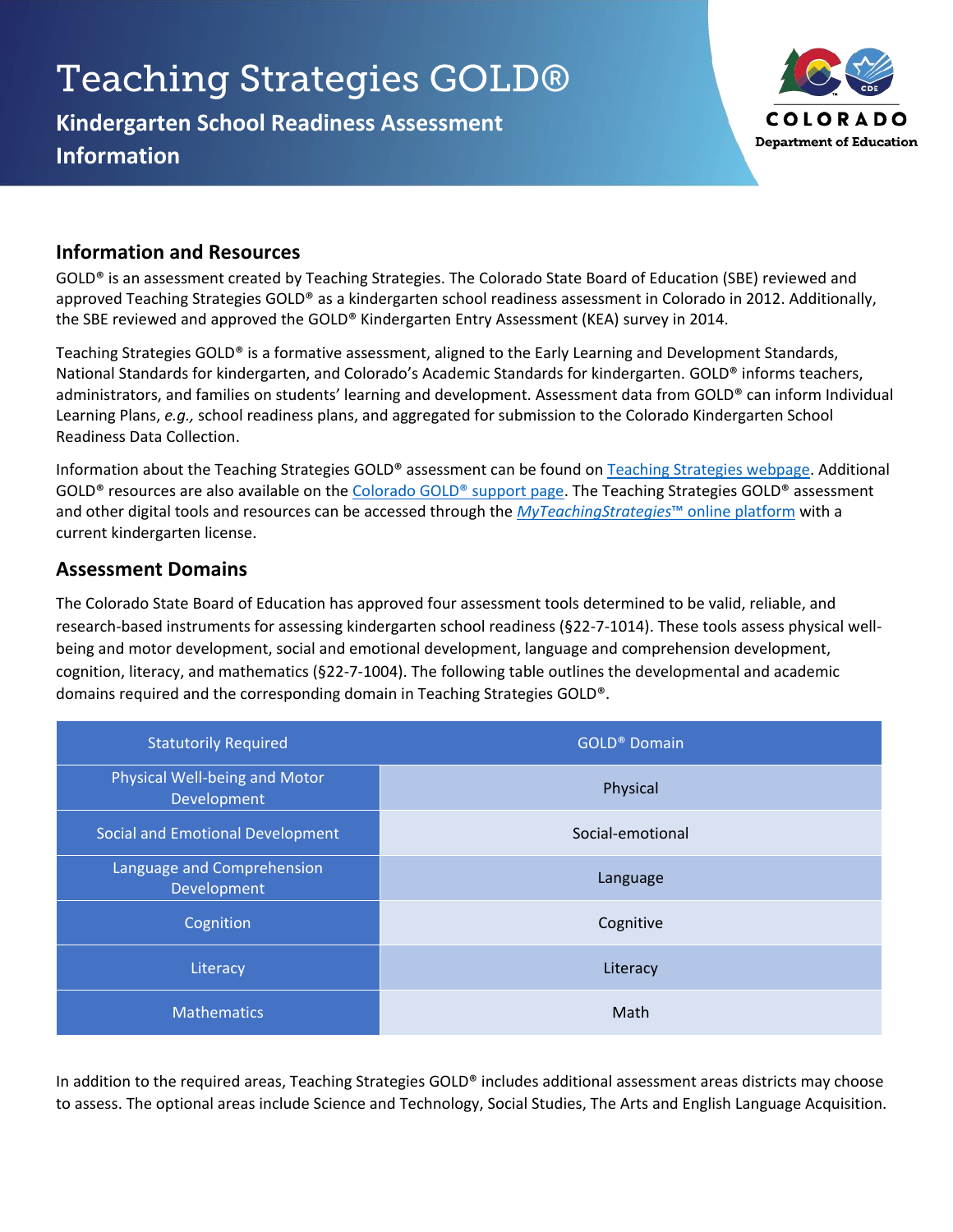# Teaching Strategies GOLD®

## Kindergarten School Readiness Assessment Information

COLORADO
Department of Education

## Information and Resources

GOLD® is an assessment created by Teaching Strategies. The Colorado State Board of Education (SBE) reviewed and approved Teaching Strategies GOLD® as a kindergarten school readiness assessment in Colorado in 2012. Additionally, the SBE reviewed and approved the GOLD® Kindergarten Entry Assessment (KEA) survey in 2014.

Teaching Strategies GOLD® is a formative assessment, aligned to the Early Learning and Development Standards, National Standards for kindergarten, and Colorado's Academic Standards for kindergarten. GOLD® informs teachers, administrators, and families on students' learning and development. Assessment data from GOLD® can inform Individual Learning Plans, *e.g.,* school readiness plans, and aggregated for submission to the Colorado Kindergarten School Readiness Data Collection.

Information about the Teaching Strategies GOLD® assessment can be found on Teaching Strategies webpage. Additional GOLD® resources are also available on the Colorado GOLD® support page. The Teaching Strategies GOLD® assessment and other digital tools and resources can be accessed through the *MyTeachingStrategies*™ online platform with a current kindergarten license.

## Assessment Domains

The Colorado State Board of Education has approved four assessment tools determined to be valid, reliable, and research-based instruments for assessing kindergarten school readiness (§22-7-1014). These tools assess physical well-being and motor development, social and emotional development, language and comprehension development, cognition, literacy, and mathematics (§22-7-1004). The following table outlines the developmental and academic domains required and the corresponding domain in Teaching Strategies GOLD®.

| Statutorily Required | GOLD® Domain |
|---|---|
| Physical Well-being and Motor Development | Physical |
| Social and Emotional Development | Social-emotional |
| Language and Comprehension Development | Language |
| Cognition | Cognitive |
| Literacy | Literacy |
| Mathematics | Math |

In addition to the required areas, Teaching Strategies GOLD® includes additional assessment areas districts may choose to assess. The optional areas include Science and Technology, Social Studies, The Arts and English Language Acquisition.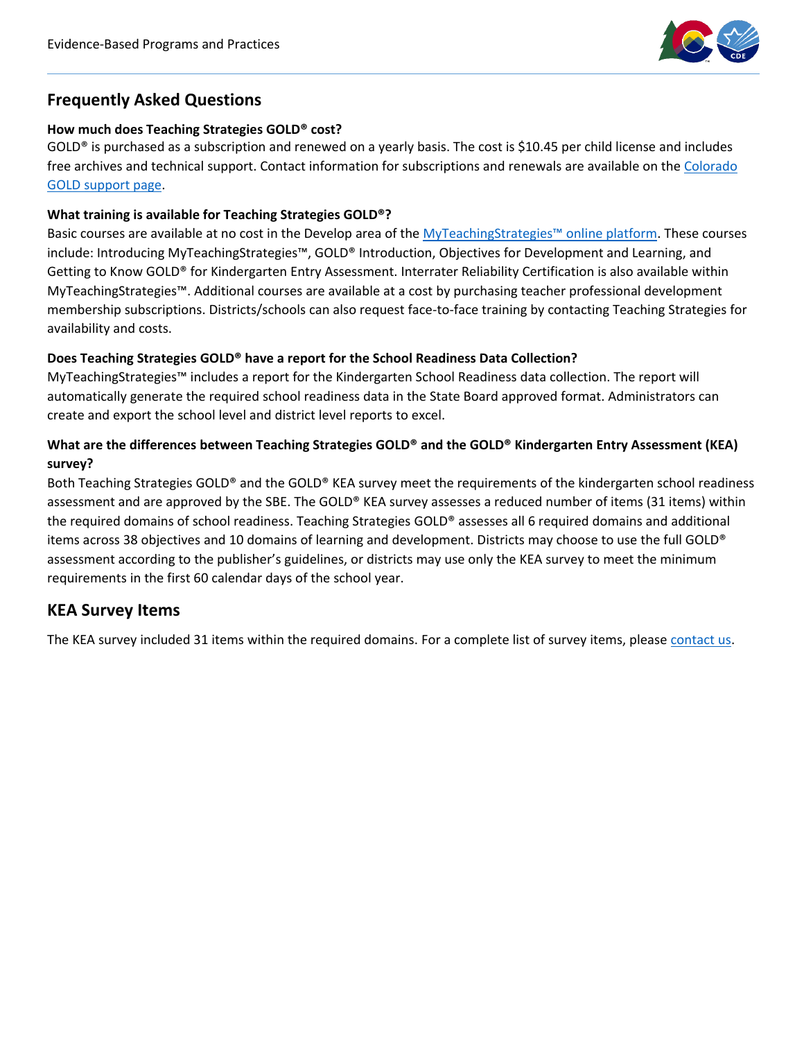## Frequently Asked Questions

**How much does Teaching Strategies GOLD® cost?**

GOLD® is purchased as a subscription and renewed on a yearly basis. The cost is $10.45 per child license and includes free archives and technical support. Contact information for subscriptions and renewals are available on the Colorado GOLD support page.

**What training is available for Teaching Strategies GOLD®?**

Basic courses are available at no cost in the Develop area of the MyTeachingStrategies™ online platform. These courses include: Introducing MyTeachingStrategies™, GOLD® Introduction, Objectives for Development and Learning, and Getting to Know GOLD® for Kindergarten Entry Assessment. Interrater Reliability Certification is also available within MyTeachingStrategies™. Additional courses are available at a cost by purchasing teacher professional development membership subscriptions. Districts/schools can also request face-to-face training by contacting Teaching Strategies for availability and costs.

**Does Teaching Strategies GOLD® have a report for the School Readiness Data Collection?**

MyTeachingStrategies™ includes a report for the Kindergarten School Readiness data collection. The report will automatically generate the required school readiness data in the State Board approved format. Administrators can create and export the school level and district level reports to excel.

**What are the differences between Teaching Strategies GOLD® and the GOLD® Kindergarten Entry Assessment (KEA) survey?**

Both Teaching Strategies GOLD® and the GOLD® KEA survey meet the requirements of the kindergarten school readiness assessment and are approved by the SBE. The GOLD® KEA survey assesses a reduced number of items (31 items) within the required domains of school readiness. Teaching Strategies GOLD® assesses all 6 required domains and additional items across 38 objectives and 10 domains of learning and development. Districts may choose to use the full GOLD® assessment according to the publisher's guidelines, or districts may use only the KEA survey to meet the minimum requirements in the first 60 calendar days of the school year.

## KEA Survey Items

The KEA survey included 31 items within the required domains. For a complete list of survey items, please contact us.